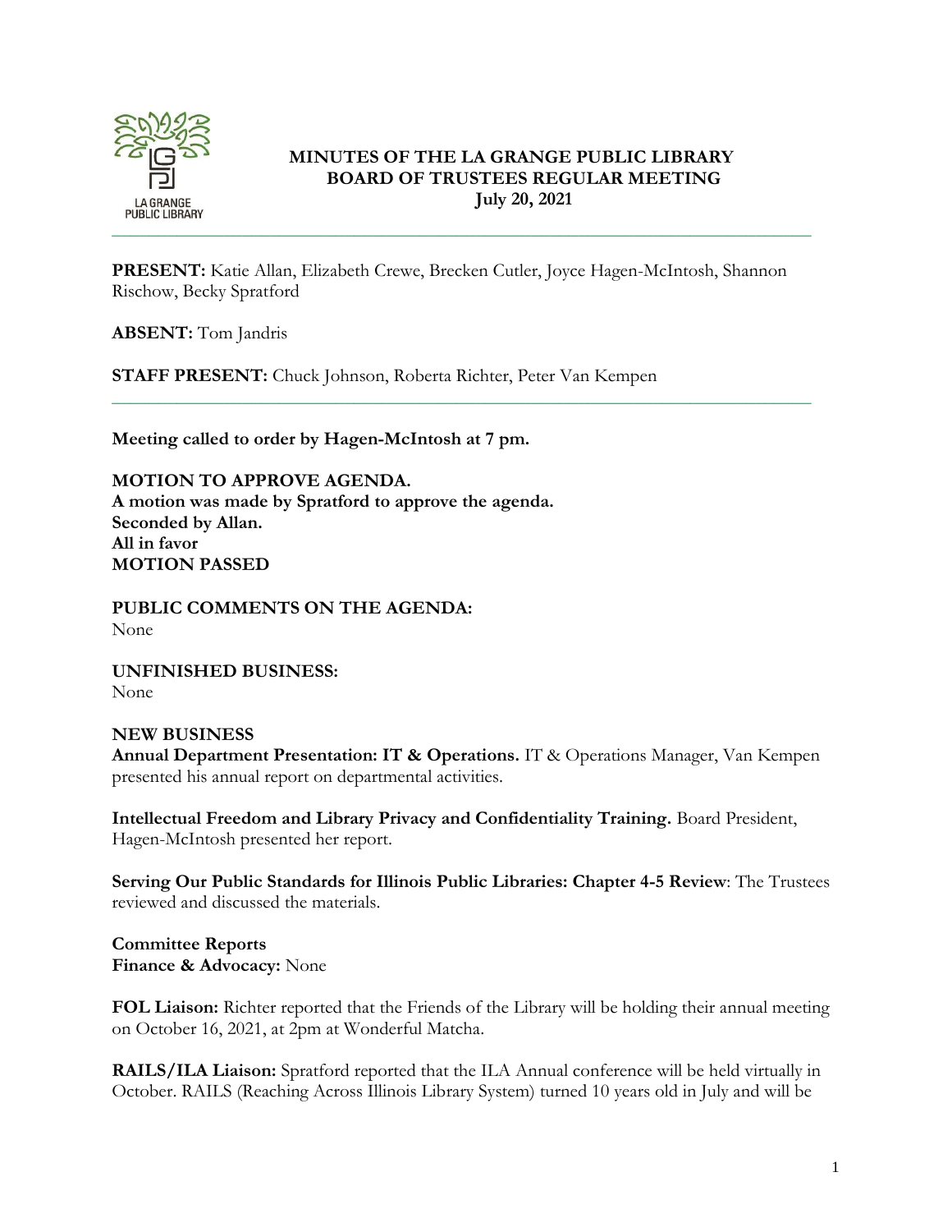# MINUTES OF THE LA GRANGE PUBLIC LIBRARY BOARD OF TRUSTEES REGULAR MEETING

**July 20, 2021**

---

**PRESENT:** Katie Allan, Elizabeth Crewe, Brecken Cutler, Joyce Hagen-McIntosh, Shannon Rischow, Becky Spratford

**ABSENT:** Tom Jandris

**STAFF PRESENT:** Chuck Johnson, Roberta Richter, Peter Van Kempen

---

**Meeting called to order by Hagen-McIntosh at 7 pm.**

**MOTION TO APPROVE AGENDA.**
**A motion was made by Spratford to approve the agenda.**
**Seconded by Allan.**
**All in favor**
**MOTION PASSED**

**PUBLIC COMMENTS ON THE AGENDA:**
None

**UNFINISHED BUSINESS:**
None

**NEW BUSINESS**
**Annual Department Presentation: IT & Operations.** IT & Operations Manager, Van Kempen presented his annual report on departmental activities.

**Intellectual Freedom and Library Privacy and Confidentiality Training.** Board President, Hagen-McIntosh presented her report.

**Serving Our Public Standards for Illinois Public Libraries: Chapter 4-5 Review**: The Trustees reviewed and discussed the materials.

**Committee Reports**
**Finance & Advocacy:** None

**FOL Liaison:** Richter reported that the Friends of the Library will be holding their annual meeting on October 16, 2021, at 2pm at Wonderful Matcha.

**RAILS/ILA Liaison:** Spratford reported that the ILA Annual conference will be held virtually in October. RAILS (Reaching Across Illinois Library System) turned 10 years old in July and will be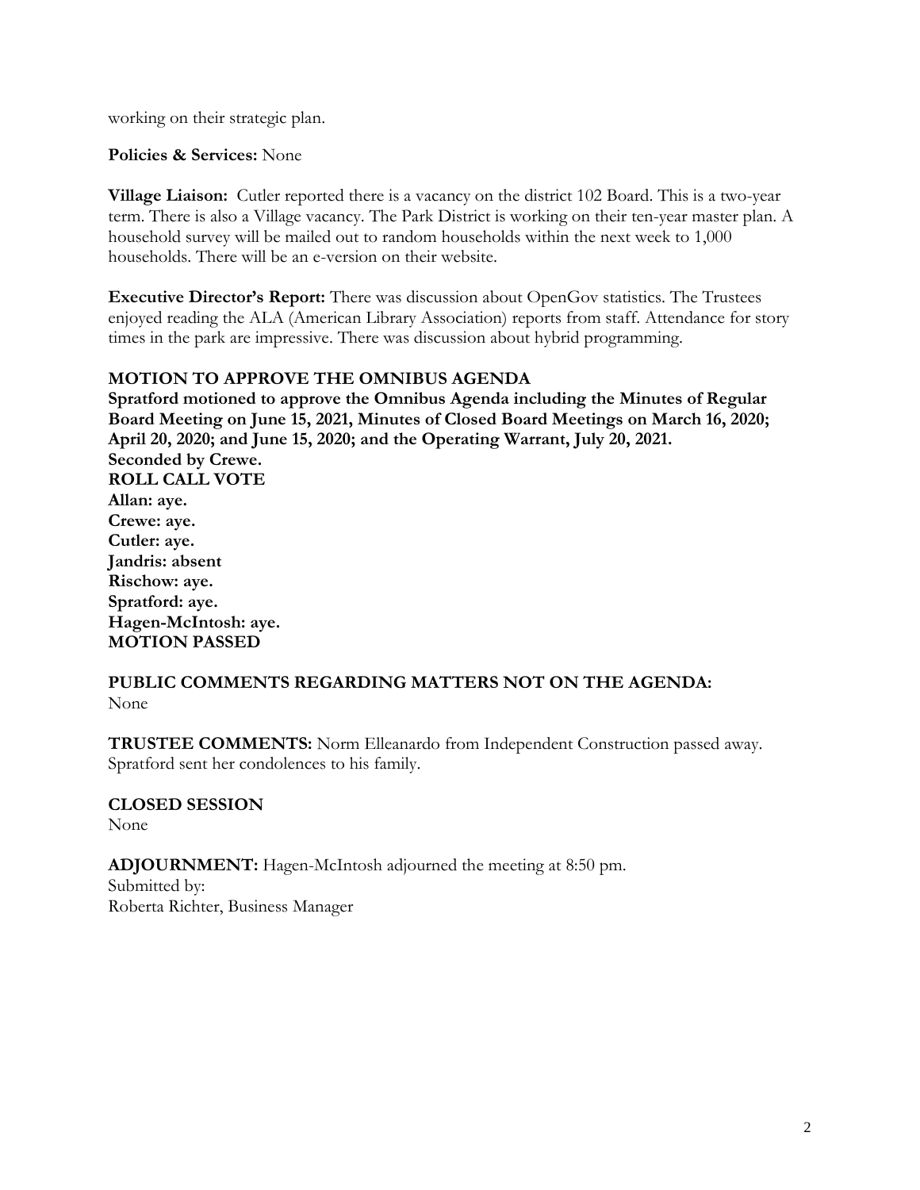working on their strategic plan.

**Policies & Services:** None

**Village Liaison:** Cutler reported there is a vacancy on the district 102 Board. This is a two-year term. There is also a Village vacancy. The Park District is working on their ten-year master plan. A household survey will be mailed out to random households within the next week to 1,000 households. There will be an e-version on their website.

**Executive Director's Report:** There was discussion about OpenGov statistics. The Trustees enjoyed reading the ALA (American Library Association) reports from staff. Attendance for story times in the park are impressive. There was discussion about hybrid programming.

**MOTION TO APPROVE THE OMNIBUS AGENDA**
**Spratford motioned to approve the Omnibus Agenda including the Minutes of Regular Board Meeting on June 15, 2021, Minutes of Closed Board Meetings on March 16, 2020; April 20, 2020; and June 15, 2020; and the Operating Warrant, July 20, 2021.**
**Seconded by Crewe.**
**ROLL CALL VOTE**
**Allan: aye.**
**Crewe: aye.**
**Cutler: aye.**
**Jandris: absent**
**Rischow: aye.**
**Spratford: aye.**
**Hagen-McIntosh: aye.**
**MOTION PASSED**

**PUBLIC COMMENTS REGARDING MATTERS NOT ON THE AGENDA:**
None

**TRUSTEE COMMENTS:** Norm Elleanardo from Independent Construction passed away. Spratford sent her condolences to his family.

**CLOSED SESSION**
None

**ADJOURNMENT:** Hagen-McIntosh adjourned the meeting at 8:50 pm.
Submitted by:
Roberta Richter, Business Manager